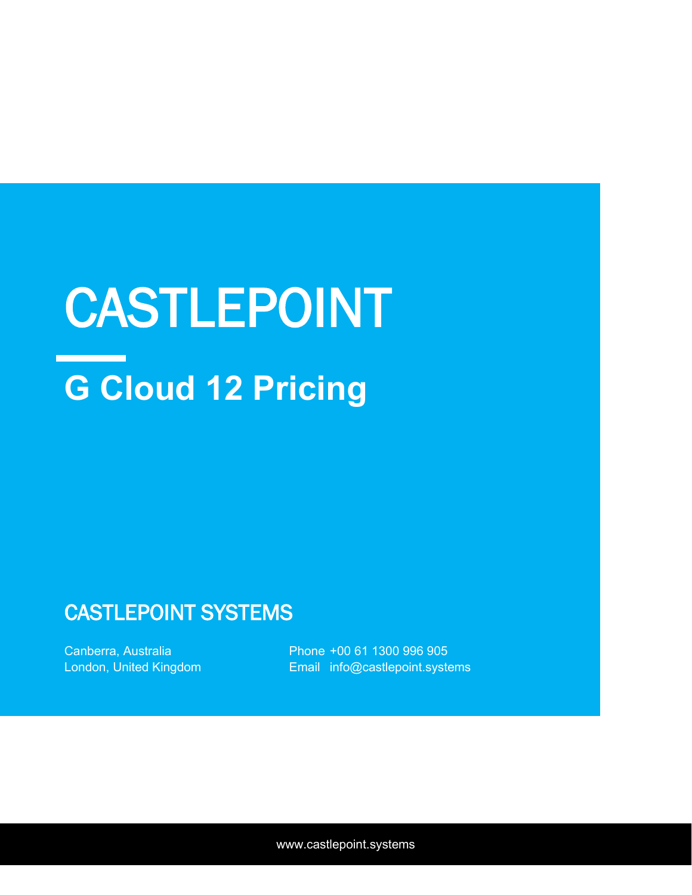# CASTLEPOINT

## G Cloud 12 Pricing

### CASTLEPOINT SYSTEMS

Canberra, Australia
London, United Kingdom

Phone +00 61 1300 996 905
Email info@castlepoint.systems

www.castlepoint.systems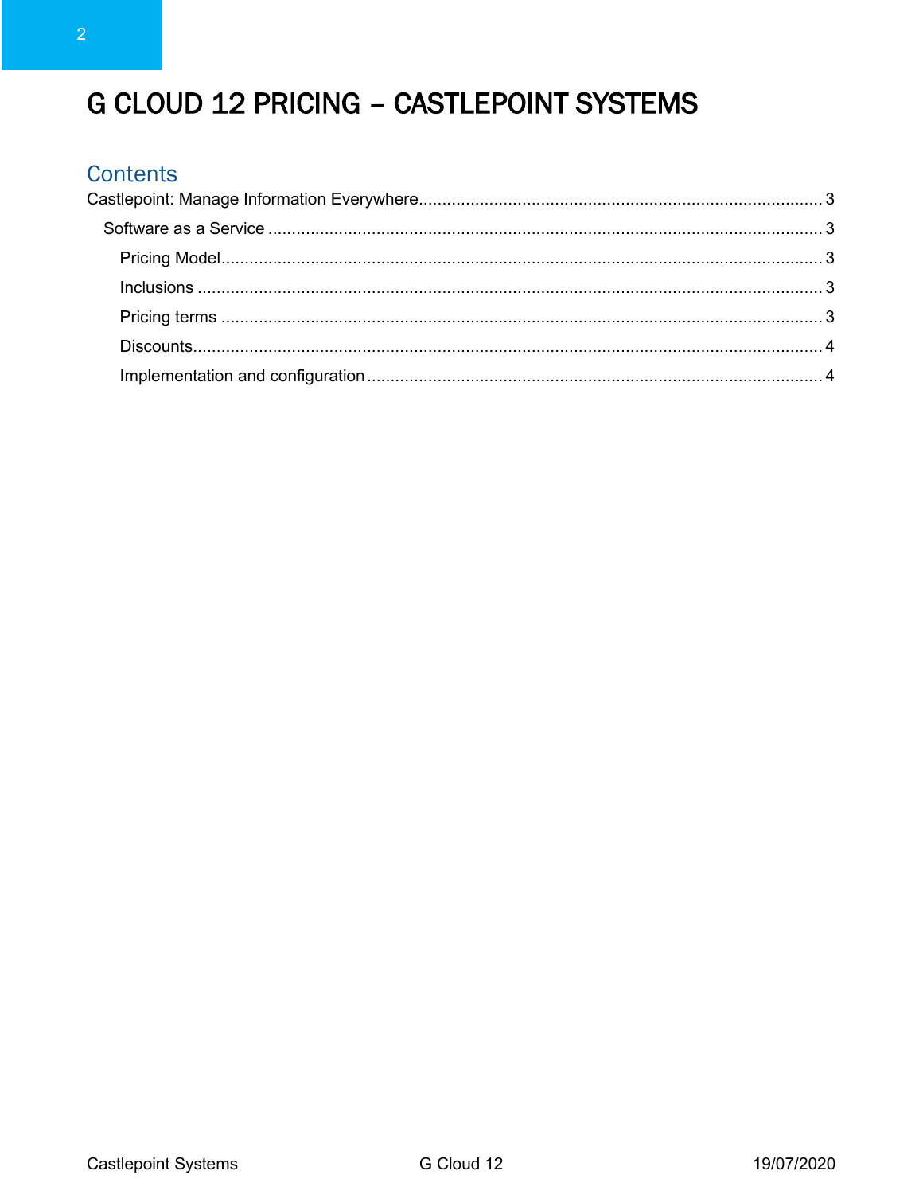# G CLOUD 12 PRICING – CASTLEPOINT SYSTEMS

## Contents

Castlepoint: Manage Information Everywhere ..................................................................................... 3

- Software as a Service ..................................................................................................................... 3
  - Pricing Model ................................................................................................................................ 3
  - Inclusions ....................................................................................................................................... 3
  - Pricing terms .................................................................................................................................. 3
  - Discounts ........................................................................................................................................ 4
  - Implementation and configuration ................................................................................................. 4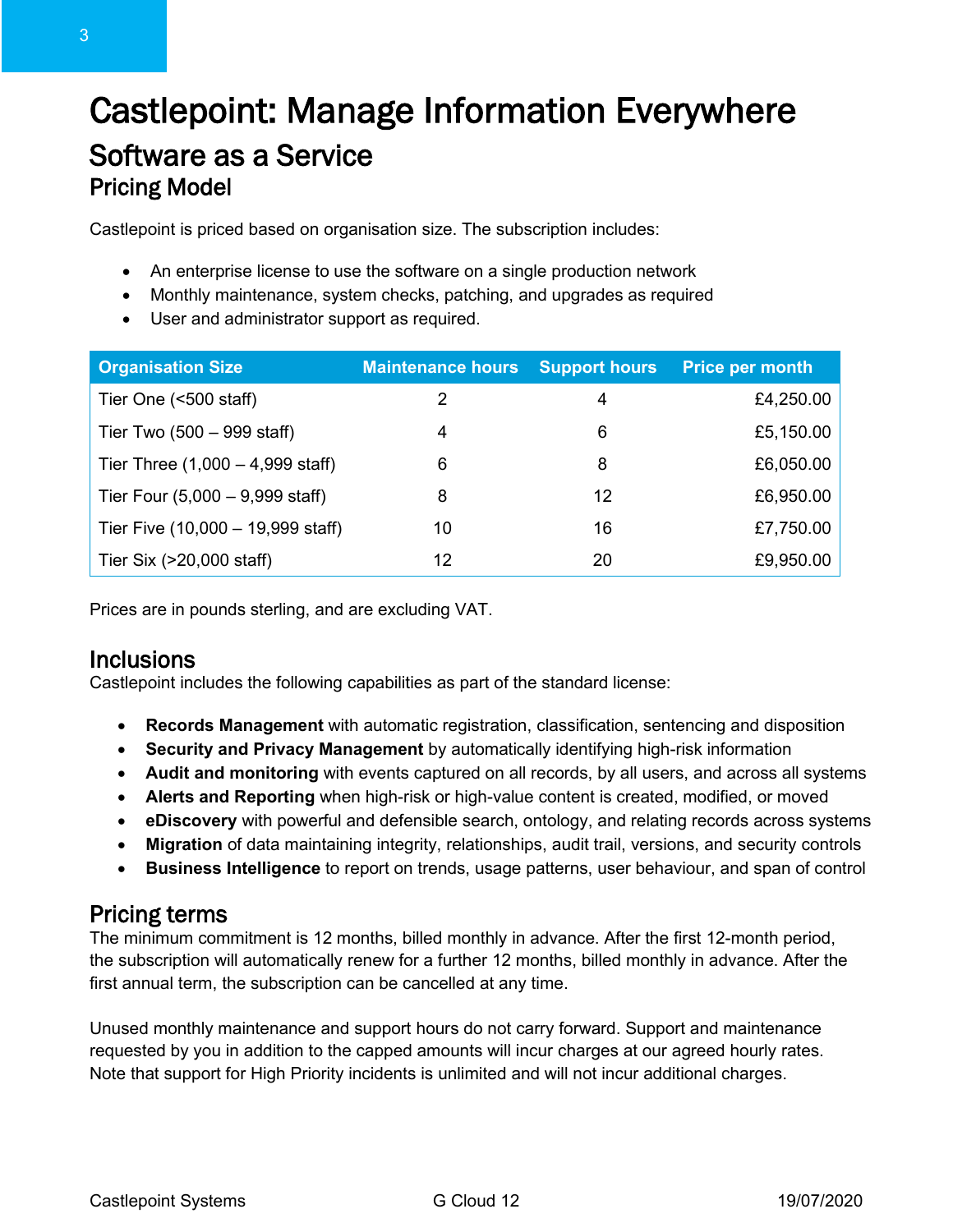# Castlepoint: Manage Information Everywhere

## Software as a Service

### Pricing Model

Castlepoint is priced based on organisation size. The subscription includes:

- An enterprise license to use the software on a single production network
- Monthly maintenance, system checks, patching, and upgrades as required
- User and administrator support as required.

| Organisation Size | Maintenance hours | Support hours | Price per month |
|---|---|---|---|
| Tier One (<500 staff) | 2 | 4 | £4,250.00 |
| Tier Two (500 – 999 staff) | 4 | 6 | £5,150.00 |
| Tier Three (1,000 – 4,999 staff) | 6 | 8 | £6,050.00 |
| Tier Four (5,000 – 9,999 staff) | 8 | 12 | £6,950.00 |
| Tier Five (10,000 – 19,999 staff) | 10 | 16 | £7,750.00 |
| Tier Six (>20,000 staff) | 12 | 20 | £9,950.00 |

Prices are in pounds sterling, and are excluding VAT.

### Inclusions

Castlepoint includes the following capabilities as part of the standard license:

- **Records Management** with automatic registration, classification, sentencing and disposition
- **Security and Privacy Management** by automatically identifying high-risk information
- **Audit and monitoring** with events captured on all records, by all users, and across all systems
- **Alerts and Reporting** when high-risk or high-value content is created, modified, or moved
- **eDiscovery** with powerful and defensible search, ontology, and relating records across systems
- **Migration** of data maintaining integrity, relationships, audit trail, versions, and security controls
- **Business Intelligence** to report on trends, usage patterns, user behaviour, and span of control

### Pricing terms

The minimum commitment is 12 months, billed monthly in advance. After the first 12-month period, the subscription will automatically renew for a further 12 months, billed monthly in advance. After the first annual term, the subscription can be cancelled at any time.

Unused monthly maintenance and support hours do not carry forward. Support and maintenance requested by you in addition to the capped amounts will incur charges at our agreed hourly rates. Note that support for High Priority incidents is unlimited and will not incur additional charges.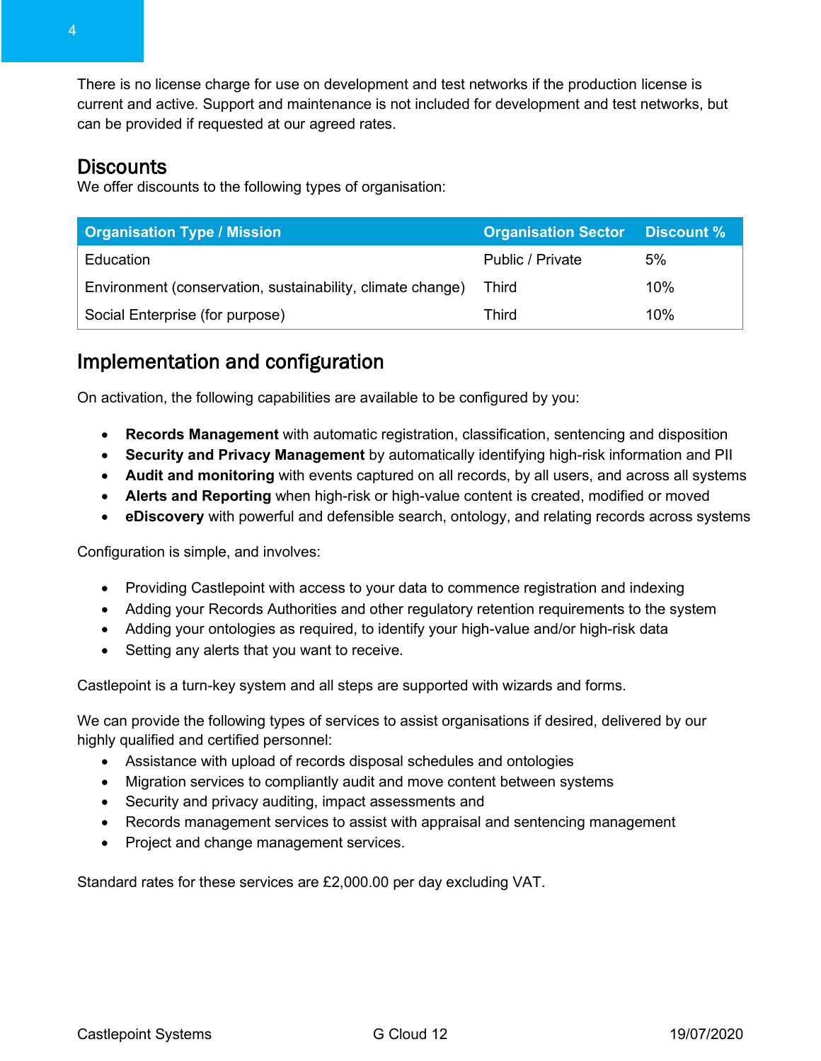There is no license charge for use on development and test networks if the production license is current and active. Support and maintenance is not included for development and test networks, but can be provided if requested at our agreed rates.

## Discounts

We offer discounts to the following types of organisation:

| Organisation Type / Mission | Organisation Sector | Discount % |
|---|---|---|
| Education | Public / Private | 5% |
| Environment (conservation, sustainability, climate change) | Third | 10% |
| Social Enterprise (for purpose) | Third | 10% |

## Implementation and configuration

On activation, the following capabilities are available to be configured by you:

- **Records Management** with automatic registration, classification, sentencing and disposition
- **Security and Privacy Management** by automatically identifying high-risk information and PII
- **Audit and monitoring** with events captured on all records, by all users, and across all systems
- **Alerts and Reporting** when high-risk or high-value content is created, modified or moved
- **eDiscovery** with powerful and defensible search, ontology, and relating records across systems

Configuration is simple, and involves:

- Providing Castlepoint with access to your data to commence registration and indexing
- Adding your Records Authorities and other regulatory retention requirements to the system
- Adding your ontologies as required, to identify your high-value and/or high-risk data
- Setting any alerts that you want to receive.

Castlepoint is a turn-key system and all steps are supported with wizards and forms.

We can provide the following types of services to assist organisations if desired, delivered by our highly qualified and certified personnel:

- Assistance with upload of records disposal schedules and ontologies
- Migration services to compliantly audit and move content between systems
- Security and privacy auditing, impact assessments and
- Records management services to assist with appraisal and sentencing management
- Project and change management services.

Standard rates for these services are £2,000.00 per day excluding VAT.